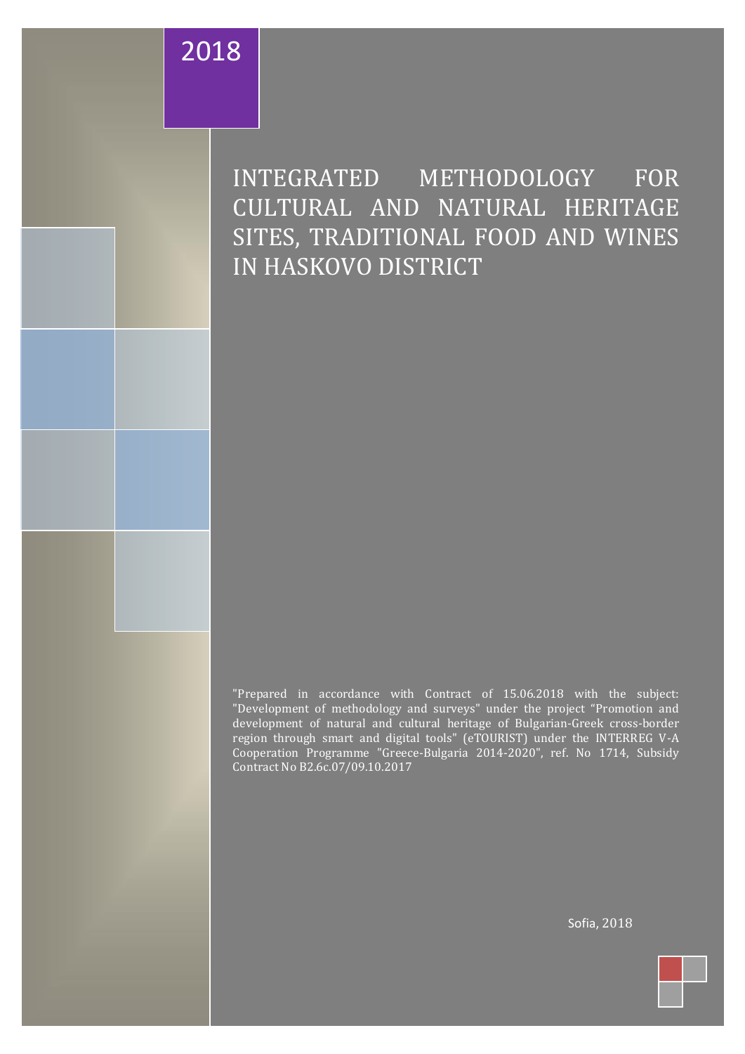2018

# INTEGRATED METHODOLOGY FOR CULTURAL AND NATURAL HERITAGE SITES, TRADITIONAL FOOD AND WINES IN HASKOVO DISTRICT

"Prepared in accordance with Contract of 15.06.2018 with the subject: "Development of methodology and surveys" under the project "Promotion and development of natural and cultural heritage of Bulgarian-Greek cross-border region through smart and digital tools" (eTOURIST) under the INTERREG V-A Cooperation Programme "Greece-Bulgaria 2014-2020", ref. No 1714, Subsidy Contract No B2.6c.07/09.10.2017

Sofia, 2018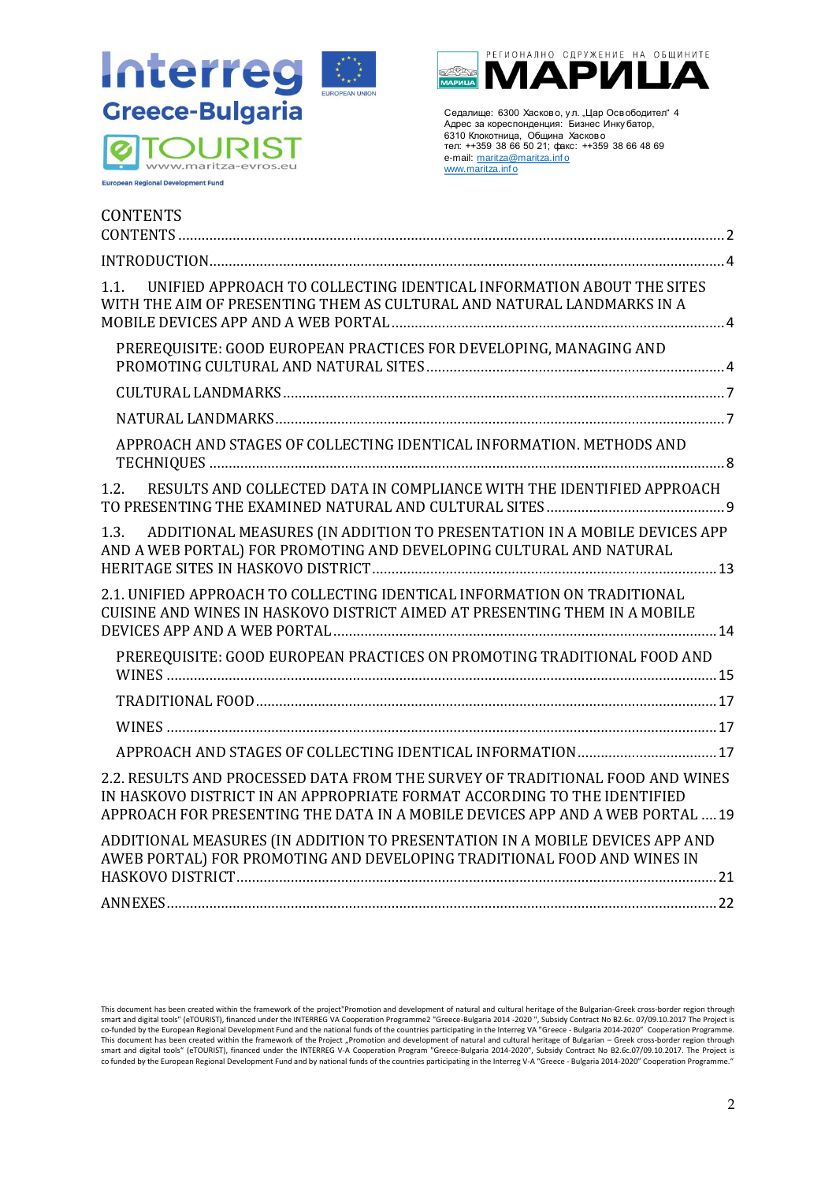Interreg
Greece-Bulgaria
eTOURIST
www.maritza-evros.eu
European Regional Development Fund

EUROPEAN UNION

РЕГИОНАЛНО СДРУЖЕНИЕ НА ОБЩИНИТЕ
МАРИЦА

Седалище: 6300 Хасково, ул. „Цар Освободител" 4
Адрес за кореспонденция: Бизнес Инкубатор, 6310 Клокотница, Община Хасково
тел: ++359 38 66 50 21; факс: ++359 38 66 48 69
e-mail: maritza@maritza.info
www.maritza.info

# CONTENTS

CONTENTS ..... 2

INTRODUCTION ..... 4

1.1. UNIFIED APPROACH TO COLLECTING IDENTICAL INFORMATION ABOUT THE SITES WITH THE AIM OF PRESENTING THEM AS CULTURAL AND NATURAL LANDMARKS IN A MOBILE DEVICES APP AND A WEB PORTAL ..... 4

- PREREQUISITE: GOOD EUROPEAN PRACTICES FOR DEVELOPING, MANAGING AND PROMOTING CULTURAL AND NATURAL SITES ..... 4
- CULTURAL LANDMARKS ..... 7
- NATURAL LANDMARKS ..... 7
- APPROACH AND STAGES OF COLLECTING IDENTICAL INFORMATION. METHODS AND TECHNIQUES ..... 8

1.2. RESULTS AND COLLECTED DATA IN COMPLIANCE WITH THE IDENTIFIED APPROACH TO PRESENTING THE EXAMINED NATURAL AND CULTURAL SITES ..... 9

1.3. ADDITIONAL MEASURES (IN ADDITION TO PRESENTATION IN A MOBILE DEVICES APP AND A WEB PORTAL) FOR PROMOTING AND DEVELOPING CULTURAL AND NATURAL HERITAGE SITES IN HASKOVO DISTRICT ..... 13

2.1. UNIFIED APPROACH TO COLLECTING IDENTICAL INFORMATION ON TRADITIONAL CUISINE AND WINES IN HASKOVO DISTRICT AIMED AT PRESENTING THEM IN A MOBILE DEVICES APP AND A WEB PORTAL ..... 14

- PREREQUISITE: GOOD EUROPEAN PRACTICES ON PROMOTING TRADITIONAL FOOD AND WINES ..... 15
- TRADITIONAL FOOD ..... 17
- WINES ..... 17
- APPROACH AND STAGES OF COLLECTING IDENTICAL INFORMATION ..... 17

2.2. RESULTS AND PROCESSED DATA FROM THE SURVEY OF TRADITIONAL FOOD AND WINES IN HASKOVO DISTRICT IN AN APPROPRIATE FORMAT ACCORDING TO THE IDENTIFIED APPROACH FOR PRESENTING THE DATA IN A MOBILE DEVICES APP AND A WEB PORTAL ..... 19

ADDITIONAL MEASURES (IN ADDITION TO PRESENTATION IN A MOBILE DEVICES APP AND AWEB PORTAL) FOR PROMOTING AND DEVELOPING TRADITIONAL FOOD AND WINES IN HASKOVO DISTRICT ..... 21

ANNEXES ..... 22

This document has been created within the framework of the project"Promotion and development of natural and cultural heritage of the Bulgarian-Greek cross-border region through smart and digital tools" (eTOURIST), financed under the INTERREG VA Cooperation Programme2 "Greece-Bulgaria 2014 -2020 ", Subsidy Contract No B2.6c. 07/09.10.2017 The Project is co-funded by the European Regional Development Fund and the national funds of the countries participating in the Interreg VA "Greece - Bulgaria 2014-2020" Cooperation Programme. This document has been created within the framework of the Project „Promotion and development of natural and cultural heritage of Bulgarian – Greek cross-border region through smart and digital tools" (eTOURIST), financed under the INTERREG V-A Cooperation Program "Greece-Bulgaria 2014-2020", Subsidy Contract No B2.6c.07/09.10.2017. The Project is co funded by the European Regional Development Fund and by national funds of the countries participating in the Interreg V-A "Greece - Bulgaria 2014-2020" Cooperation Programme."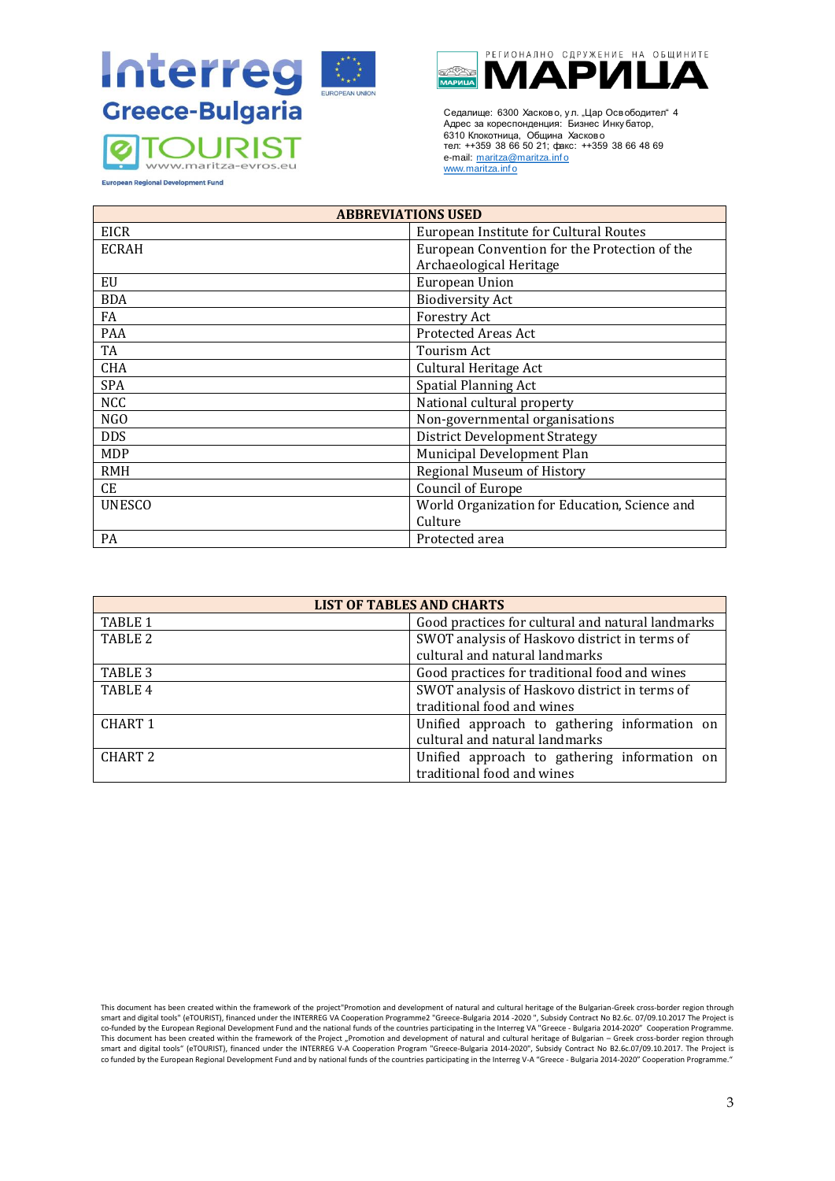| ABBREVIATIONS USED | |
|---|---|
| EICR | European Institute for Cultural Routes |
| ECRAH | European Convention for the Protection of the Archaeological Heritage |
| EU | European Union |
| BDA | Biodiversity Act |
| FA | Forestry Act |
| PAA | Protected Areas Act |
| TA | Tourism Act |
| CHA | Cultural Heritage Act |
| SPA | Spatial Planning Act |
| NCC | National cultural property |
| NGO | Non-governmental organisations |
| DDS | District Development Strategy |
| MDP | Municipal Development Plan |
| RMH | Regional Museum of History |
| CE | Council of Europe |
| UNESCO | World Organization for Education, Science and Culture |
| PA | Protected area |

| LIST OF TABLES AND CHARTS | |
|---|---|
| TABLE 1 | Good practices for cultural and natural landmarks |
| TABLE 2 | SWOT analysis of Haskovo district in terms of cultural and natural landmarks |
| TABLE 3 | Good practices for traditional food and wines |
| TABLE 4 | SWOT analysis of Haskovo district in terms of traditional food and wines |
| CHART 1 | Unified approach to gathering information on cultural and natural landmarks |
| CHART 2 | Unified approach to gathering information on traditional food and wines |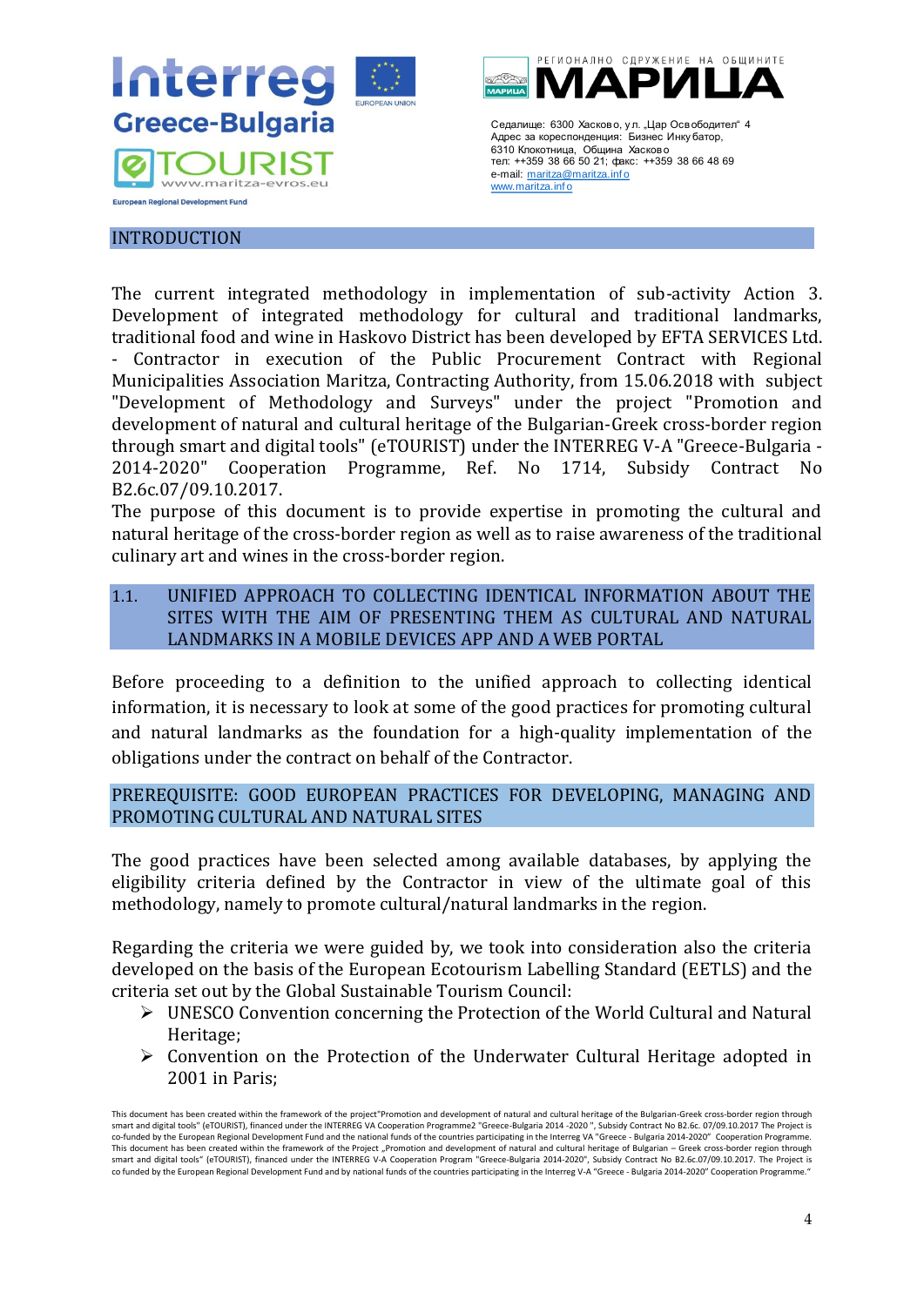## INTRODUCTION

The current integrated methodology in implementation of sub-activity Action 3. Development of integrated methodology for cultural and traditional landmarks, traditional food and wine in Haskovo District has been developed by EFTA SERVICES Ltd. - Contractor in execution of the Public Procurement Contract with Regional Municipalities Association Maritza, Contracting Authority, from 15.06.2018 with subject "Development of Methodology and Surveys" under the project "Promotion and development of natural and cultural heritage of the Bulgarian-Greek cross-border region through smart and digital tools" (eTOURIST) under the INTERREG V-A "Greece-Bulgaria - 2014-2020" Cooperation Programme, Ref. No 1714, Subsidy Contract No B2.6c.07/09.10.2017.

The purpose of this document is to provide expertise in promoting the cultural and natural heritage of the cross-border region as well as to raise awareness of the traditional culinary art and wines in the cross-border region.

### 1.1. UNIFIED APPROACH TO COLLECTING IDENTICAL INFORMATION ABOUT THE SITES WITH THE AIM OF PRESENTING THEM AS CULTURAL AND NATURAL LANDMARKS IN A MOBILE DEVICES APP AND A WEB PORTAL

Before proceeding to a definition to the unified approach to collecting identical information, it is necessary to look at some of the good practices for promoting cultural and natural landmarks as the foundation for a high-quality implementation of the obligations under the contract on behalf of the Contractor.

### PREREQUISITE: GOOD EUROPEAN PRACTICES FOR DEVELOPING, MANAGING AND PROMOTING CULTURAL AND NATURAL SITES

The good practices have been selected among available databases, by applying the eligibility criteria defined by the Contractor in view of the ultimate goal of this methodology, namely to promote cultural/natural landmarks in the region.

Regarding the criteria we were guided by, we took into consideration also the criteria developed on the basis of the European Ecotourism Labelling Standard (EETLS) and the criteria set out by the Global Sustainable Tourism Council:

- UNESCO Convention concerning the Protection of the World Cultural and Natural Heritage;
- Convention on the Protection of the Underwater Cultural Heritage adopted in 2001 in Paris;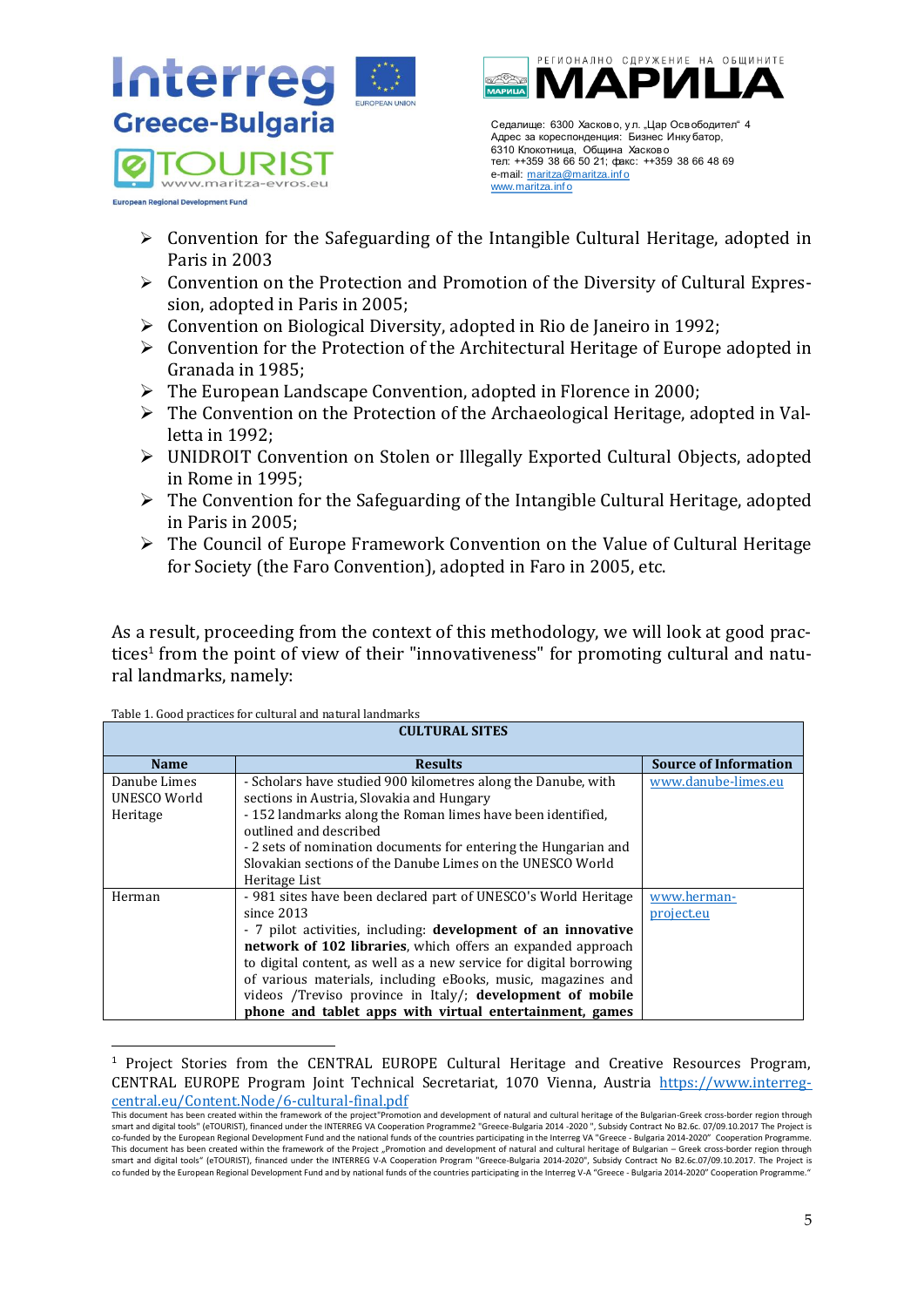- Convention for the Safeguarding of the Intangible Cultural Heritage, adopted in Paris in 2003
- Convention on the Protection and Promotion of the Diversity of Cultural Expression, adopted in Paris in 2005;
- Convention on Biological Diversity, adopted in Rio de Janeiro in 1992;
- Convention for the Protection of the Architectural Heritage of Europe adopted in Granada in 1985;
- The European Landscape Convention, adopted in Florence in 2000;
- The Convention on the Protection of the Archaeological Heritage, adopted in Valletta in 1992;
- UNIDROIT Convention on Stolen or Illegally Exported Cultural Objects, adopted in Rome in 1995;
- The Convention for the Safeguarding of the Intangible Cultural Heritage, adopted in Paris in 2005;
- The Council of Europe Framework Convention on the Value of Cultural Heritage for Society (the Faro Convention), adopted in Faro in 2005, etc.

As a result, proceeding from the context of this methodology, we will look at good practices[1] from the point of view of their "innovativeness" for promoting cultural and natural landmarks, namely:

Table 1. Good practices for cultural and natural landmarks

| CULTURAL SITES | | |
|---|---|---|
| **Name** | **Results** | **Source of Information** |
| Danube Limes UNESCO World Heritage | - Scholars have studied 900 kilometres along the Danube, with sections in Austria, Slovakia and Hungary<br>- 152 landmarks along the Roman limes have been identified, outlined and described<br>- 2 sets of nomination documents for entering the Hungarian and Slovakian sections of the Danube Limes on the UNESCO World Heritage List | www.danube-limes.eu |
| Herman | - 981 sites have been declared part of UNESCO's World Heritage since 2013<br>- 7 pilot activities, including: **development of an innovative network of 102 libraries**, which offers an expanded approach to digital content, as well as a new service for digital borrowing of various materials, including eBooks, music, magazines and videos /Treviso province in Italy/; **development of mobile phone and tablet apps with virtual entertainment, games** | www.herman-project.eu |

[1] Project Stories from the CENTRAL EUROPE Cultural Heritage and Creative Resources Program, CENTRAL EUROPE Program Joint Technical Secretariat, 1070 Vienna, Austria https://www.interreg-central.eu/Content.Node/6-cultural-final.pdf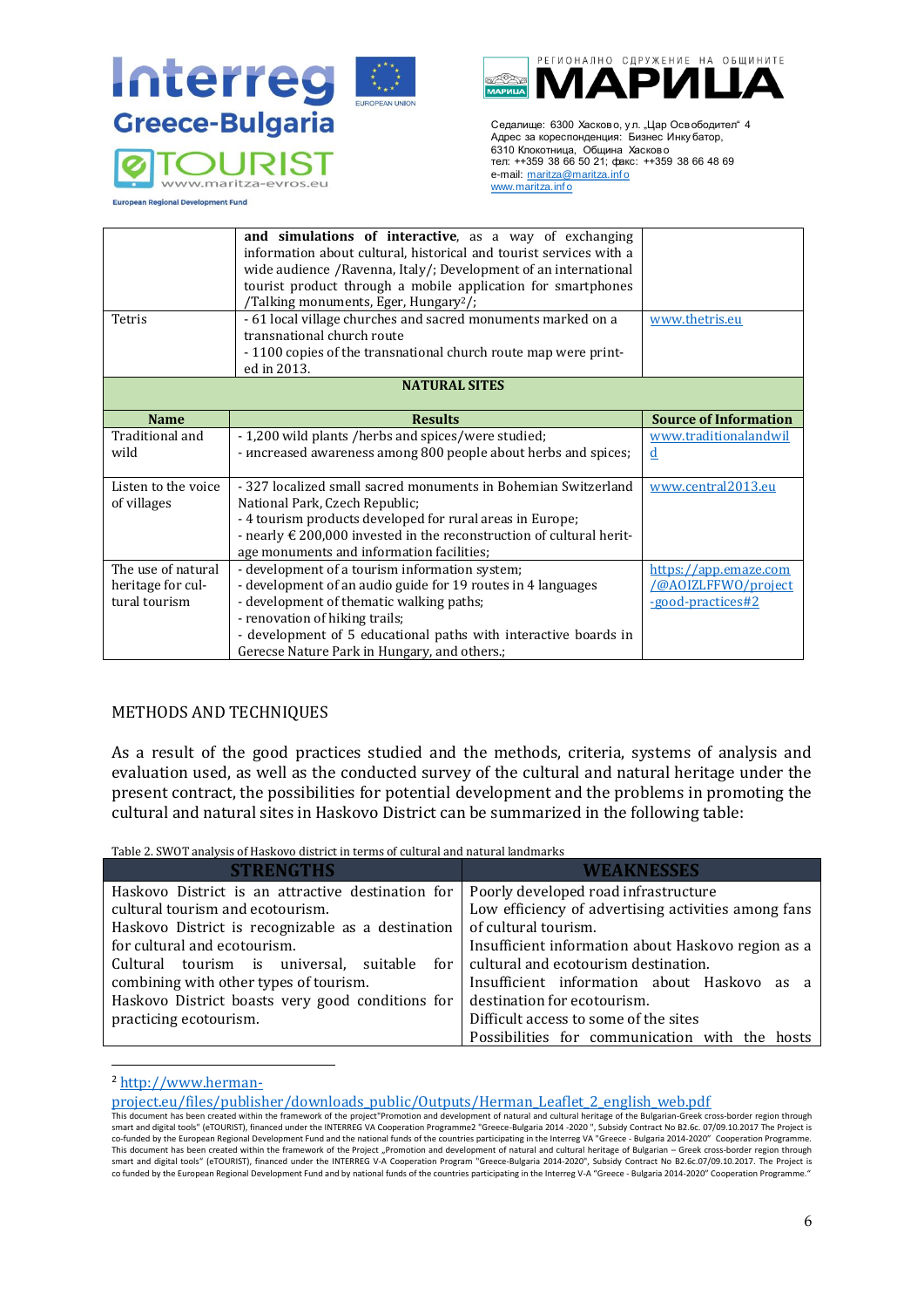| | **and simulations of interactive**, as a way of exchanging information about cultural, historical and tourist services with a wide audience /Ravenna, Italy/; Development of an international tourist product through a mobile application for smartphones /Talking monuments, Eger, Hungary[2]/; | |
|---|---|---|
| Tetris | - 61 local village churches and sacred monuments marked on a transnational church route<br>- 1100 copies of the transnational church route map were printed in 2013. | www.thetris.eu |
| **NATURAL SITES** | | |
| **Name** | **Results** | **Source of Information** |
| Traditional and wild | - 1,200 wild plants /herbs and spices/were studied;<br>- иncreased awareness among 800 people about herbs and spices; | www.traditionalandwild |
| Listen to the voice of villages | - 327 localized small sacred monuments in Bohemian Switzerland National Park, Czech Republic;<br>- 4 tourism products developed for rural areas in Europe;<br>- nearly € 200,000 invested in the reconstruction of cultural heritage monuments and information facilities; | www.central2013.eu |
| The use of natural heritage for cultural tourism | - development of a tourism information system;<br>- development of an audio guide for 19 routes in 4 languages<br>- development of thematic walking paths;<br>- renovation of hiking trails;<br>- development of 5 educational paths with interactive boards in Gerecse Nature Park in Hungary, and others.; | https://app.emaze.com/@AOIZLFFWO/project-good-practices#2 |

METHODS AND TECHNIQUES

As a result of the good practices studied and the methods, criteria, systems of analysis and evaluation used, as well as the conducted survey of the cultural and natural heritage under the present contract, the possibilities for potential development and the problems in promoting the cultural and natural sites in Haskovo District can be summarized in the following table:

Table 2. SWOT analysis of Haskovo district in terms of cultural and natural landmarks

| STRENGTHS | WEAKNESSES |
|---|---|
| Haskovo District is an attractive destination for cultural tourism and ecotourism.<br>Haskovo District is recognizable as a destination for cultural and ecotourism.<br>Cultural tourism is universal, suitable for combining with other types of tourism.<br>Haskovo District boasts very good conditions for practicing ecotourism. | Poorly developed road infrastructure<br>Low efficiency of advertising activities among fans of cultural tourism.<br>Insufficient information about Haskovo region as a cultural and ecotourism destination.<br>Insufficient information about Haskovo as a destination for ecotourism.<br>Difficult access to some of the sites<br>Possibilities for communication with the hosts |

[2] http://www.herman-project.eu/files/publisher/downloads_public/Outputs/Herman_Leaflet_2_english_web.pdf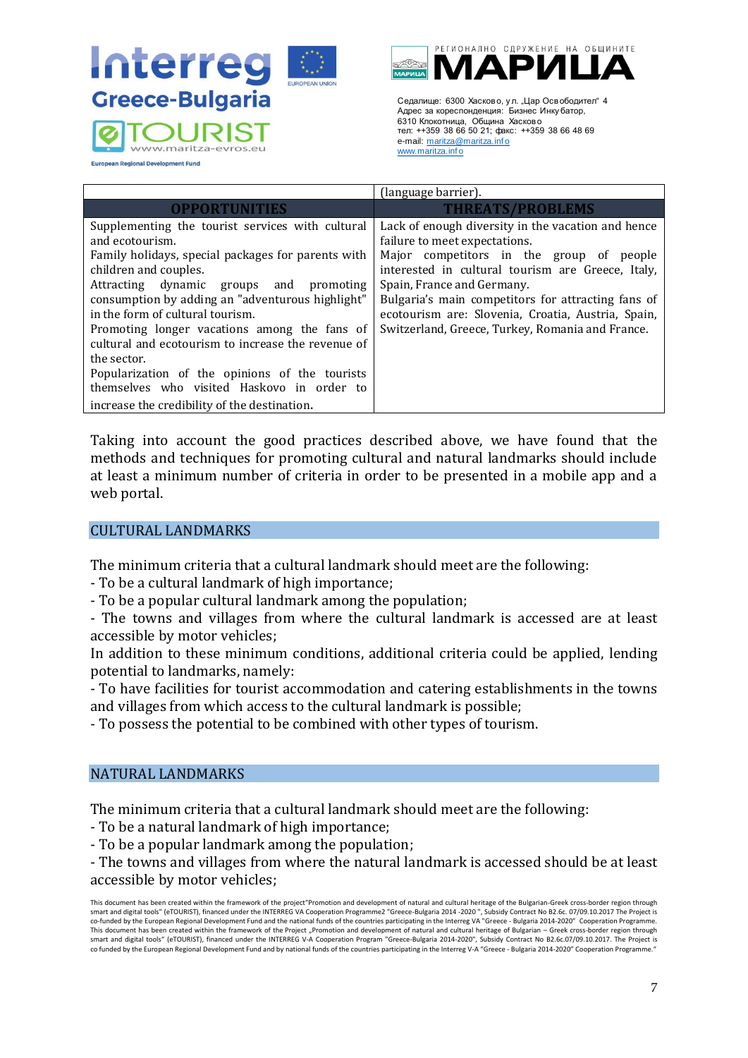| | (language barrier). |
|---|---|
| **OPPORTUNITIES** | **THREATS/PROBLEMS** |
| Supplementing the tourist services with cultural and ecotourism. Family holidays, special packages for parents with children and couples. Attracting dynamic groups and promoting consumption by adding an "adventurous highlight" in the form of cultural tourism. Promoting longer vacations among the fans of cultural and ecotourism to increase the revenue of the sector. Popularization of the opinions of the tourists themselves who visited Haskovo in order to increase the credibility of the destination. | Lack of enough diversity in the vacation and hence failure to meet expectations. Major competitors in the group of people interested in cultural tourism are Greece, Italy, Spain, France and Germany. Bulgaria's main competitors for attracting fans of ecotourism are: Slovenia, Croatia, Austria, Spain, Switzerland, Greece, Turkey, Romania and France. |

Taking into account the good practices described above, we have found that the methods and techniques for promoting cultural and natural landmarks should include at least a minimum number of criteria in order to be presented in a mobile app and a web portal.

## CULTURAL LANDMARKS

The minimum criteria that a cultural landmark should meet are the following:
- To be a cultural landmark of high importance;
- To be a popular cultural landmark among the population;
- The towns and villages from where the cultural landmark is accessed are at least accessible by motor vehicles;

In addition to these minimum conditions, additional criteria could be applied, lending potential to landmarks, namely:
- To have facilities for tourist accommodation and catering establishments in the towns and villages from which access to the cultural landmark is possible;
- To possess the potential to be combined with other types of tourism.

## NATURAL LANDMARKS

The minimum criteria that a cultural landmark should meet are the following:
- To be a natural landmark of high importance;
- To be a popular landmark among the population;
- The towns and villages from where the natural landmark is accessed should be at least accessible by motor vehicles;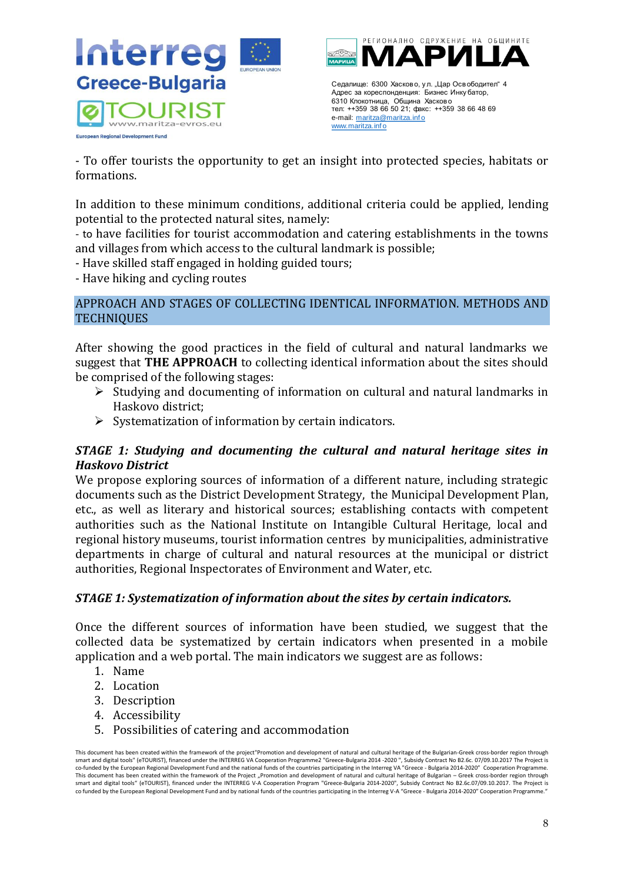- To offer tourists the opportunity to get an insight into protected species, habitats or formations.

In addition to these minimum conditions, additional criteria could be applied, lending potential to the protected natural sites, namely:
- to have facilities for tourist accommodation and catering establishments in the towns and villages from which access to the cultural landmark is possible;
- Have skilled staff engaged in holding guided tours;
- Have hiking and cycling routes

## APPROACH AND STAGES OF COLLECTING IDENTICAL INFORMATION. METHODS AND TECHNIQUES

After showing the good practices in the field of cultural and natural landmarks we suggest that **THE APPROACH** to collecting identical information about the sites should be comprised of the following stages:

- Studying and documenting of information on cultural and natural landmarks in Haskovo district;
- Systematization of information by certain indicators.

### *STAGE 1: Studying and documenting the cultural and natural heritage sites in Haskovo District*

We propose exploring sources of information of a different nature, including strategic documents such as the District Development Strategy, the Municipal Development Plan, etc., as well as literary and historical sources; establishing contacts with competent authorities such as the National Institute on Intangible Cultural Heritage, local and regional history museums, tourist information centres by municipalities, administrative departments in charge of cultural and natural resources at the municipal or district authorities, Regional Inspectorates of Environment and Water, etc.

### *STAGE 1: Systematization of information about the sites by certain indicators.*

Once the different sources of information have been studied, we suggest that the collected data be systematized by certain indicators when presented in a mobile application and a web portal. The main indicators we suggest are as follows:

1. Name
2. Location
3. Description
4. Accessibility
5. Possibilities of catering and accommodation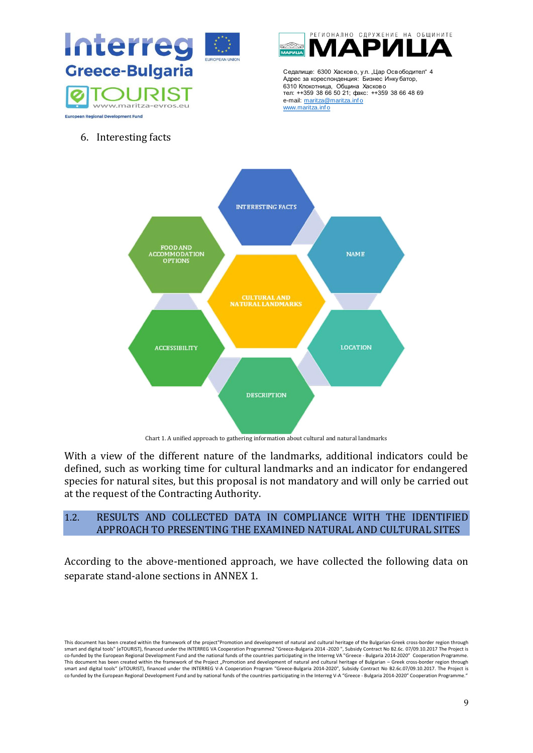6. Interesting facts

INTERESTING FACTS

FOOD AND ACCOMMODATION OPTIONS

NAME

CULTURAL AND NATURAL LANDMARKS

ACCESSIBILITY

LOCATION

DESCRIPTION

Chart 1. A unified approach to gathering information about cultural and natural landmarks

With a view of the different nature of the landmarks, additional indicators could be defined, such as working time for cultural landmarks and an indicator for endangered species for natural sites, but this proposal is not mandatory and will only be carried out at the request of the Contracting Authority.

## 1.2. RESULTS AND COLLECTED DATA IN COMPLIANCE WITH THE IDENTIFIED APPROACH TO PRESENTING THE EXAMINED NATURAL AND CULTURAL SITES

According to the above-mentioned approach, we have collected the following data on separate stand-alone sections in ANNEX 1.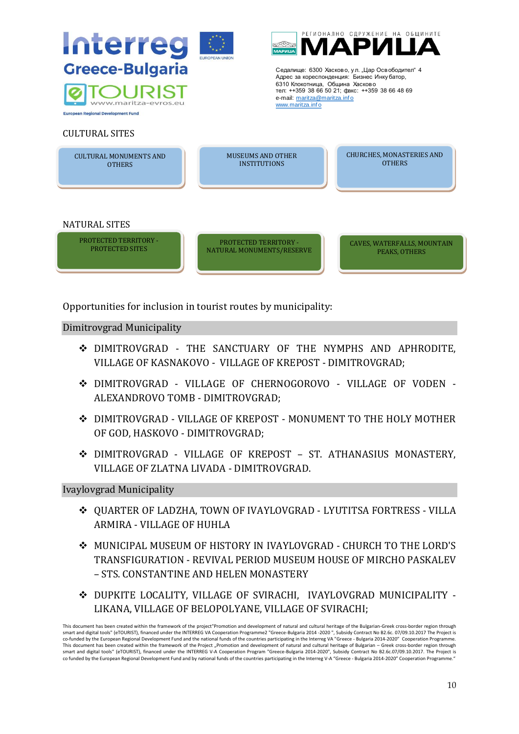Interreg Greece-Bulgaria

eTOURIST www.maritza-evros.eu

European Regional Development Fund

EUROPEAN UNION

РЕГИОНАЛНО СДРУЖЕНИЕ НА ОБЩИНИТЕ МАРИЦА

Седалище: 6300 Хасково, ул. „Цар Освободител" 4
Адрес за кореспонденция: Бизнес Инкубатор,
6310 Клокотница, Община Хасково
тел: ++359 38 66 50 21; факс: ++359 38 66 48 69
e-mail: maritza@maritza.info
www.maritza.info

CULTURAL SITES

| CULTURAL MONUMENTS AND OTHERS | MUSEUMS AND OTHER INSTITUTIONS | CHURCHES, MONASTERIES AND OTHERS |
|---|---|---|

NATURAL SITES

| PROTECTED TERRITORY - PROTECTED SITES | PROTECTED TERRITORY - NATURAL MONUMENTS/RESERVE | CAVES, WATERFALLS, MOUNTAIN PEAKS, OTHERS |
|---|---|---|

Opportunities for inclusion in tourist routes by municipality:

## Dimitrovgrad Municipality

- DIMITROVGRAD - THE SANCTUARY OF THE NYMPHS AND APHRODITE, VILLAGE OF KASNAKOVO - VILLAGE OF KREPOST - DIMITROVGRAD;
- DIMITROVGRAD - VILLAGE OF CHERNOGOROVO - VILLAGE OF VODEN - ALEXANDROVO TOMB - DIMITROVGRAD;
- DIMITROVGRAD - VILLAGE OF KREPOST - MONUMENT TO THE HOLY MOTHER OF GOD, HASKOVO - DIMITROVGRAD;
- DIMITROVGRAD - VILLAGE OF KREPOST – ST. ATHANASIUS MONASTERY, VILLAGE OF ZLATNA LIVADA - DIMITROVGRAD.

## Ivaylovgrad Municipality

- QUARTER OF LADZHA, TOWN OF IVAYLOVGRAD - LYUTITSA FORTRESS - VILLA ARMIRA - VILLAGE OF HUHLA
- MUNICIPAL MUSEUM OF HISTORY IN IVAYLOVGRAD - CHURCH TO THE LORD'S TRANSFIGURATION - REVIVAL PERIOD MUSEUM HOUSE OF MIRCHO PASKALEV – STS. CONSTANTINE AND HELEN MONASTERY
- DUPKITE LOCALITY, VILLAGE OF SVIRACHI, IVAYLOVGRAD MUNICIPALITY - LIKANA, VILLAGE OF BELOPOLYANE, VILLAGE OF SVIRACHI;

This document has been created within the framework of the project"Promotion and development of natural and cultural heritage of the Bulgarian-Greek cross-border region through smart and digital tools" (eTOURIST), financed under the INTERREG VA Cooperation Programme2 "Greece-Bulgaria 2014 -2020 ", Subsidy Contract No B2.6c. 07/09.10.2017 The Project is co-funded by the European Regional Development Fund and the national funds of the countries participating in the Interreg VA "Greece - Bulgaria 2014-2020" Cooperation Programme.
This document has been created within the framework of the Project „Promotion and development of natural and cultural heritage of Bulgarian – Greek cross-border region through smart and digital tools" (eTOURIST), financed under the INTERREG V-A Cooperation Program "Greece-Bulgaria 2014-2020", Subsidy Contract No B2.6c.07/09.10.2017. The Project is co funded by the European Regional Development Fund and by national funds of the countries participating in the Interreg V-A "Greece - Bulgaria 2014-2020" Cooperation Programme."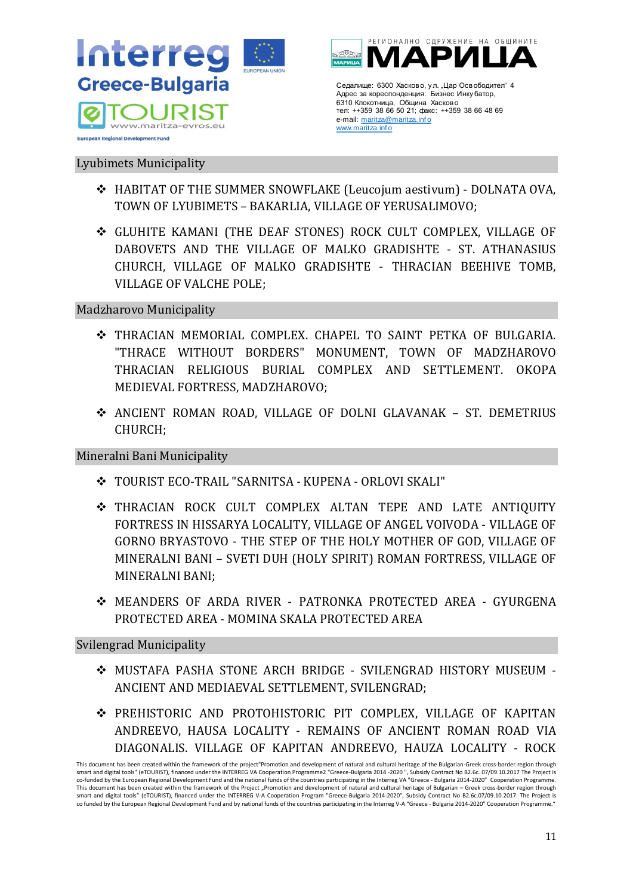## Lyubimets Municipality

- HABITAT OF THE SUMMER SNOWFLAKE (Leucojum aestivum) - DOLNATA OVA, TOWN OF LYUBIMETS – BAKARLIA, VILLAGE OF YERUSALIMOVO;
- GLUHITE KAMANI (THE DEAF STONES) ROCK CULT COMPLEX, VILLAGE OF DABOVETS AND THE VILLAGE OF MALKO GRADISHTE - ST. ATHANASIUS CHURCH, VILLAGE OF MALKO GRADISHTE - THRACIAN BEEHIVE TOMB, VILLAGE OF VALCHE POLE;

## Madzharovo Municipality

- THRACIAN MEMORIAL COMPLEX. CHAPEL TO SAINT PETKA OF BULGARIA. "THRACE WITHOUT BORDERS" MONUMENT, TOWN OF MADZHAROVO THRACIAN RELIGIOUS BURIAL COMPLEX AND SETTLEMENT. OKOPA MEDIEVAL FORTRESS, MADZHAROVO;
- ANCIENT ROMAN ROAD, VILLAGE OF DOLNI GLAVANAK – ST. DEMETRIUS CHURCH;

## Mineralni Bani Municipality

- TOURIST ECO-TRAIL "SARNITSA - KUPENA - ORLOVI SKALI"
- THRACIAN ROCK CULT COMPLEX ALTAN TEPE AND LATE ANTIQUITY FORTRESS IN HISSARYA LOCALITY, VILLAGE OF ANGEL VOIVODA - VILLAGE OF GORNO BRYASTOVO - THE STEP OF THE HOLY MOTHER OF GOD, VILLAGE OF MINERALNI BANI – SVETI DUH (HOLY SPIRIT) ROMAN FORTRESS, VILLAGE OF MINERALNI BANI;
- MEANDERS OF ARDA RIVER - PATRONKA PROTECTED AREA - GYURGENA PROTECTED AREA - MOMINA SKALA PROTECTED AREA

## Svilengrad Municipality

- MUSTAFA PASHA STONE ARCH BRIDGE - SVILENGRAD HISTORY MUSEUM - ANCIENT AND MEDIAEVAL SETTLEMENT, SVILENGRAD;
- PREHISTORIC AND PROTOHISTORIC PIT COMPLEX, VILLAGE OF KAPITAN ANDREEVO, HAUSA LOCALITY - REMAINS OF ANCIENT ROMAN ROAD VIA DIAGONALIS. VILLAGE OF KAPITAN ANDREEVO, HAUZA LOCALITY - ROCK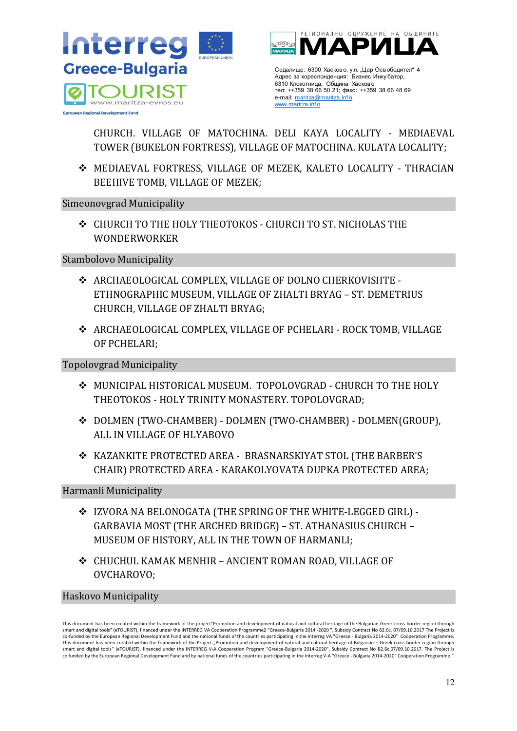CHURCH. VILLAGE OF MATOCHINA. DELI KAYA LOCALITY - MEDIAEVAL TOWER (BUKELON FORTRESS), VILLAGE OF MATOCHINA. KULATA LOCALITY;

- MEDIAEVAL FORTRESS, VILLAGE OF MEZEK, KALETO LOCALITY - THRACIAN BEEHIVE TOMB, VILLAGE OF MEZEK;

## Simeonovgrad Municipality

- CHURCH TO THE HOLY THEOTOKOS - CHURCH TO ST. NICHOLAS THE WONDERWORKER

## Stambolovo Municipality

- ARCHAEOLOGICAL COMPLEX, VILLAGE OF DOLNO CHERKOVISHTE - ETHNOGRAPHIC MUSEUM, VILLAGE OF ZHALTI BRYAG – ST. DEMETRIUS CHURCH, VILLAGE OF ZHALTI BRYAG;

- ARCHAEOLOGICAL COMPLEX, VILLAGE OF PCHELARI - ROCK TOMB, VILLAGE OF PCHELARI;

## Topolovgrad Municipality

- MUNICIPAL HISTORICAL MUSEUM. TOPOLOVGRAD - CHURCH TO THE HOLY THEOTOKOS - HOLY TRINITY MONASTERY. TOPOLOVGRAD;

- DOLMEN (TWO-CHAMBER) - DOLMEN (TWO-CHAMBER) - DOLMEN(GROUP), ALL IN VILLAGE OF HLYABOVO

- KAZANKITE PROTECTED AREA - BRASNARSKIYAT STOL (THE BARBER'S CHAIR) PROTECTED AREA - KARAKOLYOVATA DUPKA PROTECTED AREA;

## Harmanli Municipality

- IZVORA NA BELONOGATA (THE SPRING OF THE WHITE-LEGGED GIRL) - GARBAVIA MOST (THE ARCHED BRIDGE) – ST. ATHANASIUS CHURCH – MUSEUM OF HISTORY, ALL IN THE TOWN OF HARMANLI;

- CHUCHUL KAMAK MENHIR – ANCIENT ROMAN ROAD, VILLAGE OF OVCHAROVO;

## Haskovo Municipality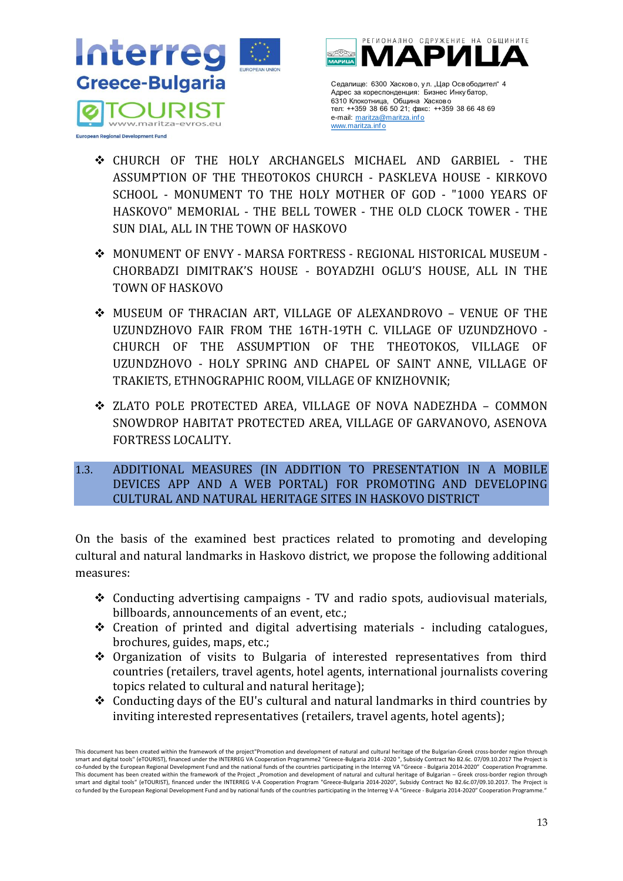- CHURCH OF THE HOLY ARCHANGELS MICHAEL AND GARBIEL - THE ASSUMPTION OF THE THEOTOKOS CHURCH - PASKLEVA HOUSE - KIRKOVO SCHOOL - MONUMENT TO THE HOLY MOTHER OF GOD - "1000 YEARS OF HASKOVO" MEMORIAL - THE BELL TOWER - THE OLD CLOCK TOWER - THE SUN DIAL, ALL IN THE TOWN OF HASKOVO
- MONUMENT OF ENVY - MARSA FORTRESS - REGIONAL HISTORICAL MUSEUM - CHORBADZI DIMITRAK'S HOUSE - BOYADZHI OGLU'S HOUSE, ALL IN THE TOWN OF HASKOVO
- MUSEUM OF THRACIAN ART, VILLAGE OF ALEXANDROVO – VENUE OF THE UZUNDZHOVO FAIR FROM THE 16TH-19TH C. VILLAGE OF UZUNDZHOVO - CHURCH OF THE ASSUMPTION OF THE THEOTOKOS, VILLAGE OF UZUNDZHOVO - HOLY SPRING AND CHAPEL OF SAINT ANNE, VILLAGE OF TRAKIETS, ETHNOGRAPHIC ROOM, VILLAGE OF KNIZHOVNIK;
- ZLATO POLE PROTECTED AREA, VILLAGE OF NOVA NADEZHDA – COMMON SNOWDROP HABITAT PROTECTED AREA, VILLAGE OF GARVANOVO, ASENOVA FORTRESS LOCALITY.

### 1.3. ADDITIONAL MEASURES (IN ADDITION TO PRESENTATION IN A MOBILE DEVICES APP AND A WEB PORTAL) FOR PROMOTING AND DEVELOPING CULTURAL AND NATURAL HERITAGE SITES IN HASKOVO DISTRICT

On the basis of the examined best practices related to promoting and developing cultural and natural landmarks in Haskovo district, we propose the following additional measures:

- Conducting advertising campaigns - TV and radio spots, audiovisual materials, billboards, announcements of an event, etc.;
- Creation of printed and digital advertising materials - including catalogues, brochures, guides, maps, etc.;
- Organization of visits to Bulgaria of interested representatives from third countries (retailers, travel agents, hotel agents, international journalists covering topics related to cultural and natural heritage);
- Conducting days of the EU's cultural and natural landmarks in third countries by inviting interested representatives (retailers, travel agents, hotel agents);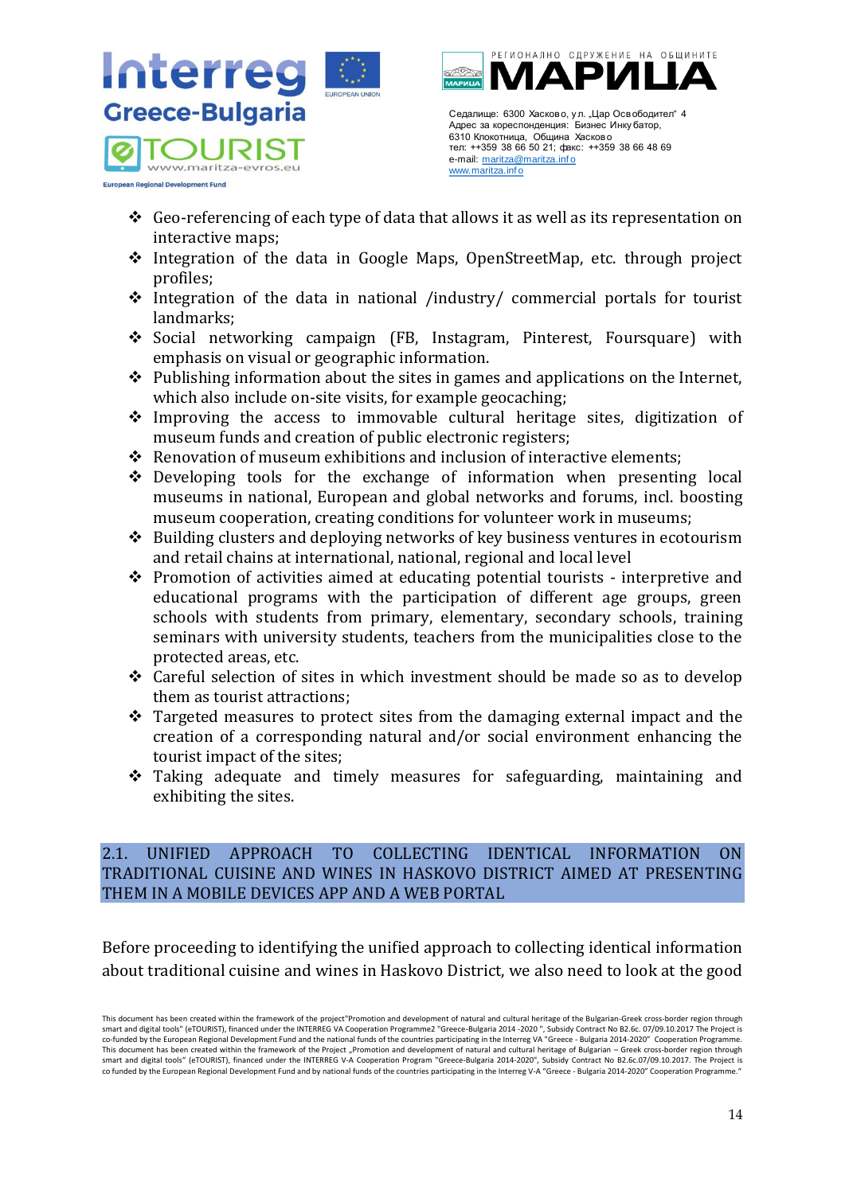- Geo-referencing of each type of data that allows it as well as its representation on interactive maps;
- Integration of the data in Google Maps, OpenStreetMap, etc. through project profiles;
- Integration of the data in national /industry/ commercial portals for tourist landmarks;
- Social networking campaign (FB, Instagram, Pinterest, Foursquare) with emphasis on visual or geographic information.
- Publishing information about the sites in games and applications on the Internet, which also include on-site visits, for example geocaching;
- Improving the access to immovable cultural heritage sites, digitization of museum funds and creation of public electronic registers;
- Renovation of museum exhibitions and inclusion of interactive elements;
- Developing tools for the exchange of information when presenting local museums in national, European and global networks and forums, incl. boosting museum cooperation, creating conditions for volunteer work in museums;
- Building clusters and deploying networks of key business ventures in ecotourism and retail chains at international, national, regional and local level
- Promotion of activities aimed at educating potential tourists - interpretive and educational programs with the participation of different age groups, green schools with students from primary, elementary, secondary schools, training seminars with university students, teachers from the municipalities close to the protected areas, etc.
- Careful selection of sites in which investment should be made so as to develop them as tourist attractions;
- Targeted measures to protect sites from the damaging external impact and the creation of a corresponding natural and/or social environment enhancing the tourist impact of the sites;
- Taking adequate and timely measures for safeguarding, maintaining and exhibiting the sites.

## 2.1. UNIFIED APPROACH TO COLLECTING IDENTICAL INFORMATION ON TRADITIONAL CUISINE AND WINES IN HASKOVO DISTRICT AIMED AT PRESENTING THEM IN A MOBILE DEVICES APP AND A WEB PORTAL

Before proceeding to identifying the unified approach to collecting identical information about traditional cuisine and wines in Haskovo District, we also need to look at the good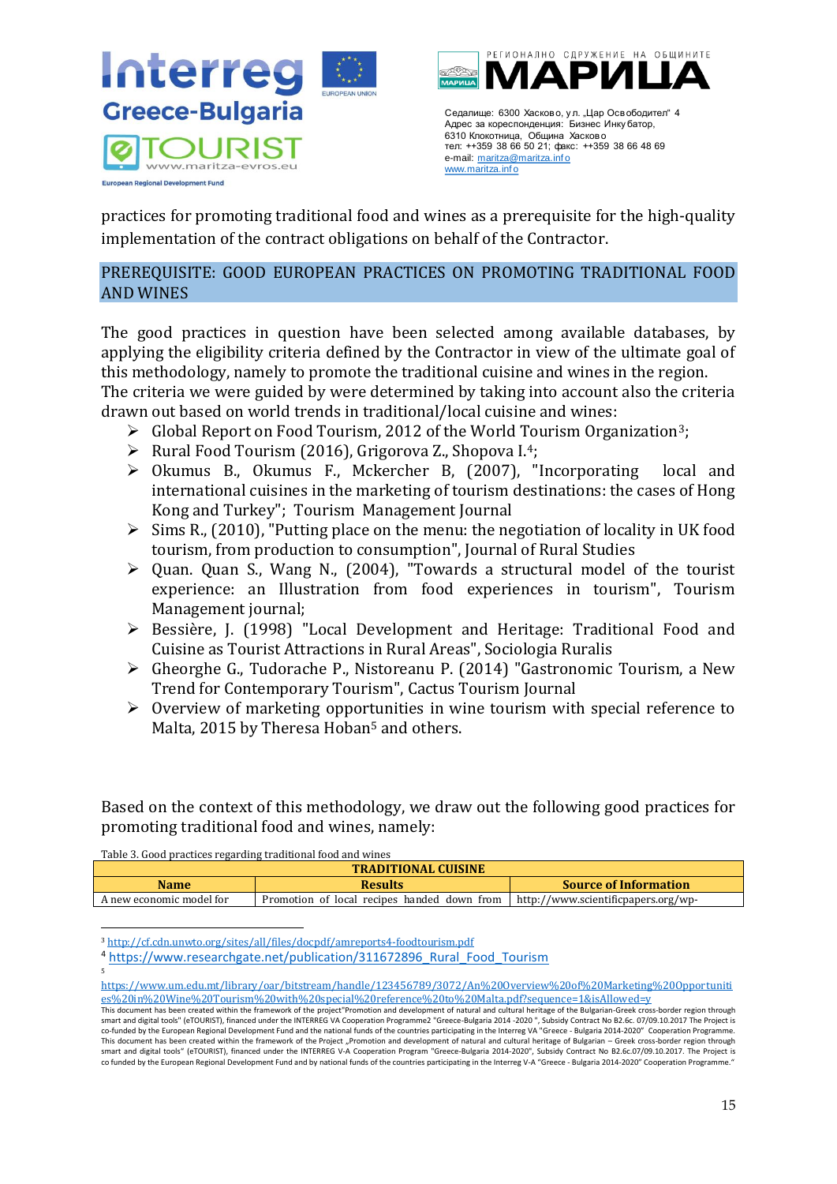practices for promoting traditional food and wines as a prerequisite for the high-quality implementation of the contract obligations on behalf of the Contractor.

## PREREQUISITE: GOOD EUROPEAN PRACTICES ON PROMOTING TRADITIONAL FOOD AND WINES

The good practices in question have been selected among available databases, by applying the eligibility criteria defined by the Contractor in view of the ultimate goal of this methodology, namely to promote the traditional cuisine and wines in the region.
The criteria we were guided by were determined by taking into account also the criteria drawn out based on world trends in traditional/local cuisine and wines:

- Global Report on Food Tourism, 2012 of the World Tourism Organization[3];
- Rural Food Tourism (2016), Grigorova Z., Shopova I.[4];
- Okumus B., Okumus F., Mckercher B, (2007), "Incorporating local and international cuisines in the marketing of tourism destinations: the cases of Hong Kong and Turkey"; Tourism Management Journal
- Sims R., (2010), "Putting place on the menu: the negotiation of locality in UK food tourism, from production to consumption", Journal of Rural Studies
- Quan. Quan S., Wang N., (2004), "Towards a structural model of the tourist experience: an Illustration from food experiences in tourism", Tourism Management journal;
- Bessière, J. (1998) "Local Development and Heritage: Traditional Food and Cuisine as Tourist Attractions in Rural Areas", Sociologia Ruralis
- Gheorghe G., Tudorache P., Nistoreanu P. (2014) "Gastronomic Tourism, a New Trend for Contemporary Tourism", Cactus Tourism Journal
- Overview of marketing opportunities in wine tourism with special reference to Malta, 2015 by Theresa Hoban[5] and others.

Based on the context of this methodology, we draw out the following good practices for promoting traditional food and wines, namely:

Table 3. Good practices regarding traditional food and wines

| TRADITIONAL CUISINE | | |
|---|---|---|
| **Name** | **Results** | **Source of Information** |
| A new economic model for | Promotion of local recipes handed down from | http://www.scientificpapers.org/wp- |

[3] http://cf.cdn.unwto.org/sites/all/files/docpdf/amreports4-foodtourism.pdf

[4] https://www.researchgate.net/publication/311672896_Rural_Food_Tourism

[5] https://www.um.edu.mt/library/oar/bitstream/handle/123456789/3072/An%20Overview%20of%20Marketing%20Opportunities%20in%20Wine%20Tourism%20with%20special%20reference%20to%20Malta.pdf?sequence=1&isAllowed=y

This document has been created within the framework of the project"Promotion and development of natural and cultural heritage of the Bulgarian-Greek cross-border region through smart and digital tools" (eTOURIST), financed under the INTERREG VA Cooperation Programme2 "Greece-Bulgaria 2014 -2020 ", Subsidy Contract No B2.6c. 07/09.10.2017 The Project is co-funded by the European Regional Development Fund and the national funds of the countries participating in the Interreg VA "Greece - Bulgaria 2014-2020" Cooperation Programme.
This document has been created within the framework of the Project „Promotion and development of natural and cultural heritage of Bulgarian – Greek cross-border region through smart and digital tools" (eTOURIST), financed under the INTERREG V-A Cooperation Program "Greece-Bulgaria 2014-2020", Subsidy Contract No B2.6c.07/09.10.2017. The Project is co funded by the European Regional Development Fund and by national funds of the countries participating in the Interreg V-A "Greece - Bulgaria 2014-2020" Cooperation Programme."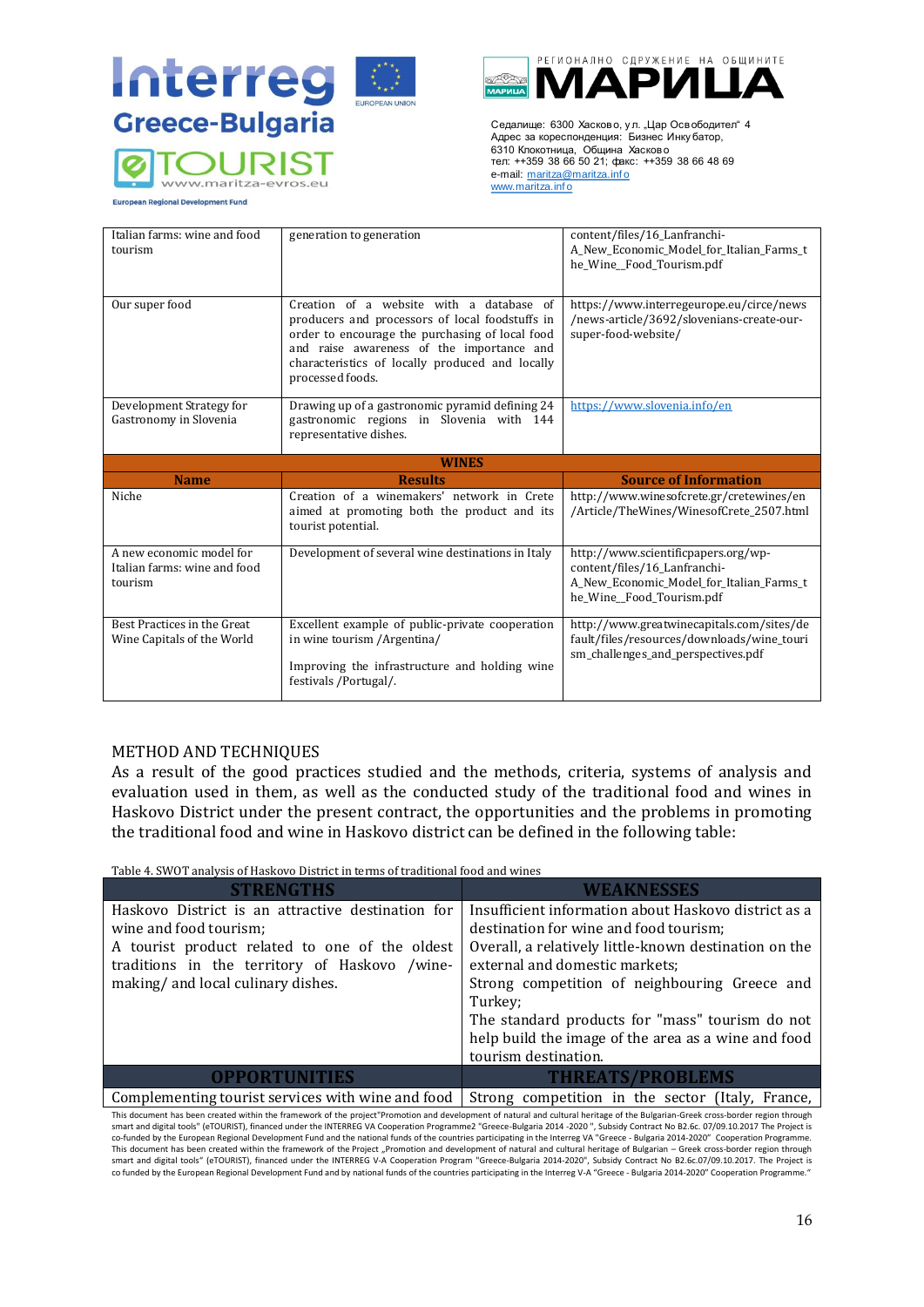| | | |
|---|---|---|
| Italian farms: wine and food tourism | generation to generation | content/files/16_Lanfranchi-A_New_Economic_Model_for_Italian_Farms_the_Wine__Food_Tourism.pdf |
| Our super food | Creation of a website with a database of producers and processors of local foodstuffs in order to encourage the purchasing of local food and raise awareness of the importance and characteristics of locally produced and locally processed foods. | https://www.interregeurope.eu/circe/news/news-article/3692/slovenians-create-our-super-food-website/ |
| Development Strategy for Gastronomy in Slovenia | Drawing up of a gastronomic pyramid defining 24 gastronomic regions in Slovenia with 144 representative dishes. | https://www.slovenia.info/en |

| WINES | | |
|---|---|---|
| **Name** | **Results** | **Source of Information** |
| Niche | Creation of a winemakers' network in Crete aimed at promoting both the product and its tourist potential. | http://www.winesofcrete.gr/cretewines/en/Article/TheWines/WinesofCrete_2507.html |
| A new economic model for Italian farms: wine and food tourism | Development of several wine destinations in Italy | http://www.scientificpapers.org/wp-content/files/16_Lanfranchi-A_New_Economic_Model_for_Italian_Farms_the_Wine__Food_Tourism.pdf |
| Best Practices in the Great Wine Capitals of the World | Excellent example of public-private cooperation in wine tourism /Argentina/<br><br>Improving the infrastructure and holding wine festivals /Portugal/. | http://www.greatwinecapitals.com/sites/default/files/resources/downloads/wine_tourism_challenges_and_perspectives.pdf |

METHOD AND TECHNIQUES

As a result of the good practices studied and the methods, criteria, systems of analysis and evaluation used in them, as well as the conducted study of the traditional food and wines in Haskovo District under the present contract, the opportunities and the problems in promoting the traditional food and wine in Haskovo district can be defined in the following table:

Table 4. SWOT analysis of Haskovo District in terms of traditional food and wines

| STRENGTHS | WEAKNESSES |
|---|---|
| Haskovo District is an attractive destination for wine and food tourism;<br>A tourist product related to one of the oldest traditions in the territory of Haskovo /wine-making/ and local culinary dishes. | Insufficient information about Haskovo district as a destination for wine and food tourism;<br>Overall, a relatively little-known destination on the external and domestic markets;<br>Strong competition of neighbouring Greece and Turkey;<br>The standard products for "mass" tourism do not help build the image of the area as a wine and food tourism destination. |
| **OPPORTUNITIES** | **THREATS/PROBLEMS** |
| Complementing tourist services with wine and food | Strong competition in the sector (Italy, France, |

This document has been created within the framework of the project"Promotion and development of natural and cultural heritage of the Bulgarian-Greek cross-border region through smart and digital tools" (eTOURIST), financed under the INTERREG VA Cooperation Programme2 "Greece-Bulgaria 2014 -2020 ", Subsidy Contract No B2.6c. 07/09.10.2017 The Project is co-funded by the European Regional Development Fund and the national funds of the countries participating in the Interreg VA "Greece - Bulgaria 2014-2020" Cooperation Programme. This document has been created within the framework of the Project „Promotion and development of natural and cultural heritage of Bulgarian – Greek cross-border region through smart and digital tools" (eTOURIST), financed under the INTERREG V-A Cooperation Program "Greece-Bulgaria 2014-2020", Subsidy Contract No B2.6c.07/09.10.2017. The Project is co funded by the European Regional Development Fund and by national funds of the countries participating in the Interreg V-A "Greece - Bulgaria 2014-2020" Cooperation Programme."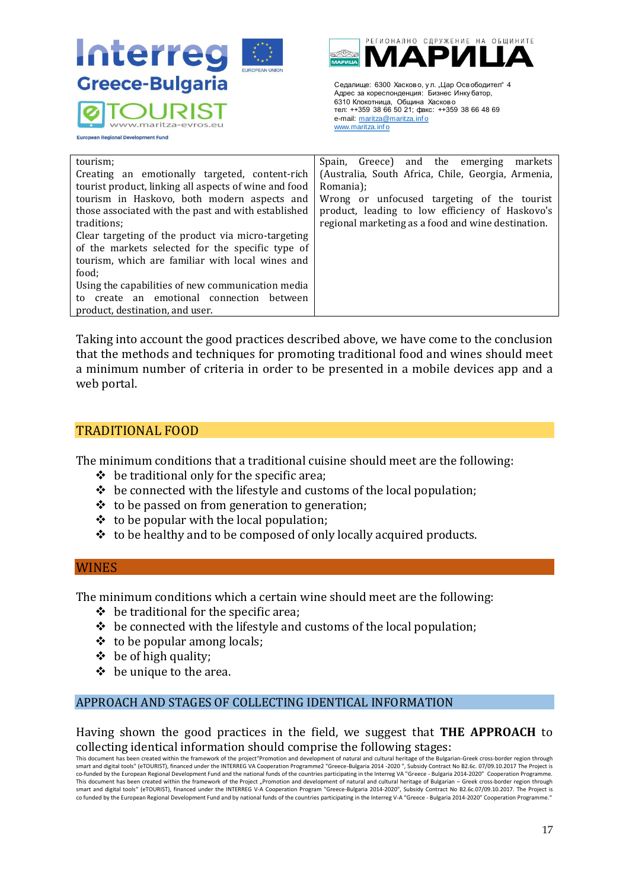| | |
|---|---|
| tourism;<br>Creating an emotionally targeted, content-rich tourist product, linking all aspects of wine and food tourism in Haskovo, both modern aspects and those associated with the past and with established traditions;<br>Clear targeting of the product via micro-targeting of the markets selected for the specific type of tourism, which are familiar with local wines and food;<br>Using the capabilities of new communication media to create an emotional connection between product, destination, and user. | Spain, Greece) and the emerging markets (Australia, South Africa, Chile, Georgia, Armenia, Romania);<br>Wrong or unfocused targeting of the tourist product, leading to low efficiency of Haskovo's regional marketing as a food and wine destination. |

Taking into account the good practices described above, we have come to the conclusion that the methods and techniques for promoting traditional food and wines should meet a minimum number of criteria in order to be presented in a mobile devices app and a web portal.

## TRADITIONAL FOOD

The minimum conditions that a traditional cuisine should meet are the following:

- be traditional only for the specific area;
- be connected with the lifestyle and customs of the local population;
- to be passed on from generation to generation;
- to be popular with the local population;
- to be healthy and to be composed of only locally acquired products.

## WINES

The minimum conditions which a certain wine should meet are the following:

- be traditional for the specific area;
- be connected with the lifestyle and customs of the local population;
- to be popular among locals;
- be of high quality;
- be unique to the area.

## APPROACH AND STAGES OF COLLECTING IDENTICAL INFORMATION

Having shown the good practices in the field, we suggest that **THE APPROACH** to collecting identical information should comprise the following stages: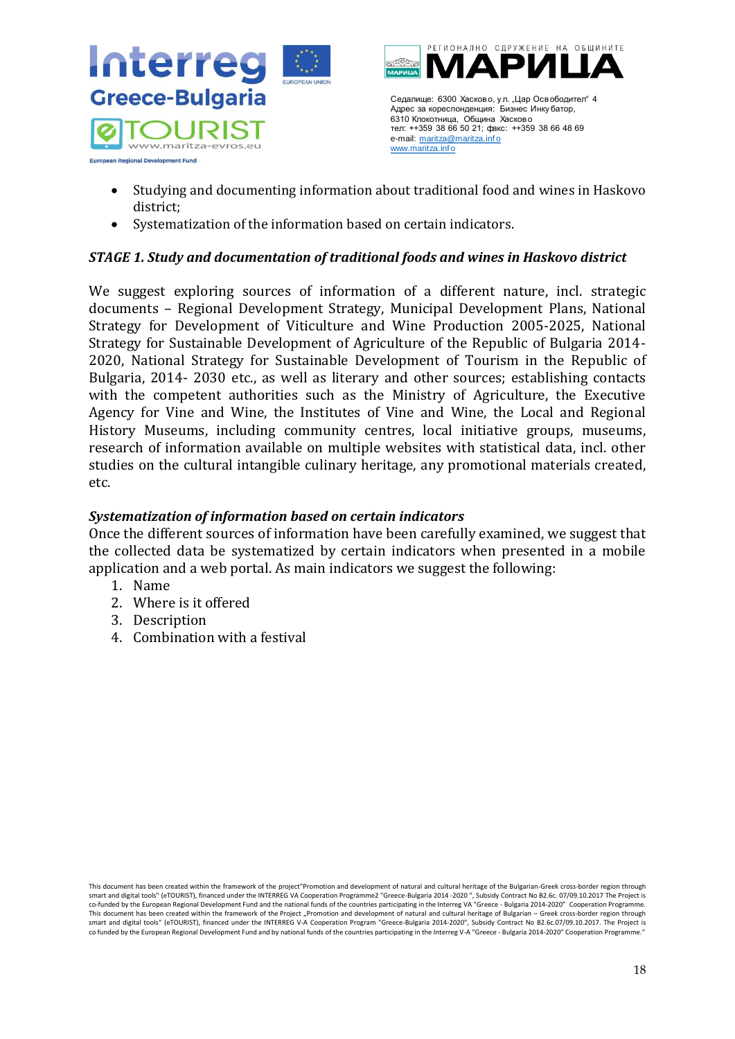- Studying and documenting information about traditional food and wines in Haskovo district;
- Systematization of the information based on certain indicators.

***STAGE 1. Study and documentation of traditional foods and wines in Haskovo district***

We suggest exploring sources of information of a different nature, incl. strategic documents – Regional Development Strategy, Municipal Development Plans, National Strategy for Development of Viticulture and Wine Production 2005-2025, National Strategy for Sustainable Development of Agriculture of the Republic of Bulgaria 2014-2020, National Strategy for Sustainable Development of Tourism in the Republic of Bulgaria, 2014- 2030 etc., as well as literary and other sources; establishing contacts with the competent authorities such as the Ministry of Agriculture, the Executive Agency for Vine and Wine, the Institutes of Vine and Wine, the Local and Regional History Museums, including community centres, local initiative groups, museums, research of information available on multiple websites with statistical data, incl. other studies on the cultural intangible culinary heritage, any promotional materials created, etc.

***Systematization of information based on certain indicators***

Once the different sources of information have been carefully examined, we suggest that the collected data be systematized by certain indicators when presented in a mobile application and a web portal. As main indicators we suggest the following:

1. Name
2. Where is it offered
3. Description
4. Combination with a festival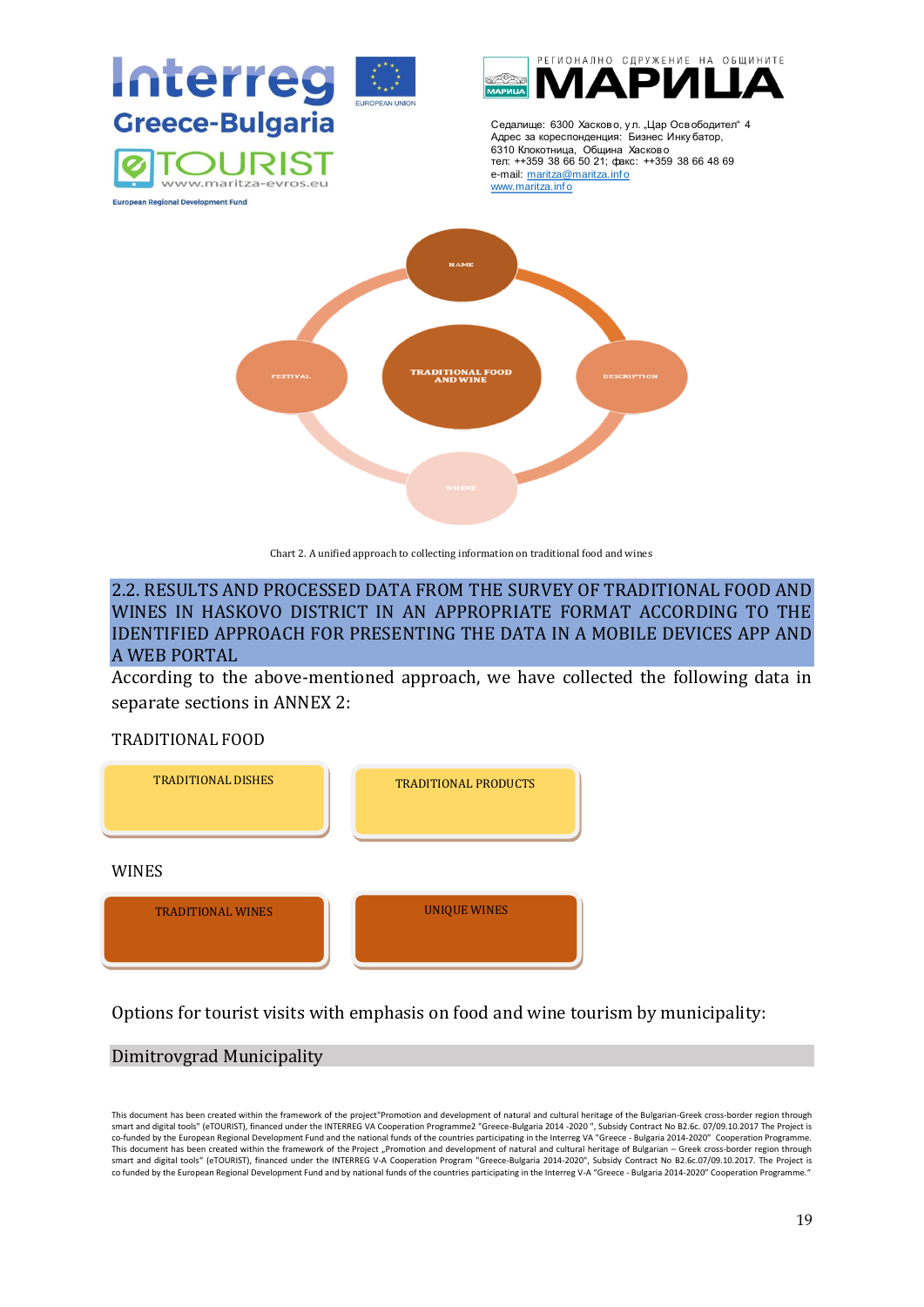NAME

TRADITIONAL FOOD AND WINE

FESTIVAL

DESCRIPTION

WHERE

Chart 2. A unified approach to collecting information on traditional food and wines

## 2.2. RESULTS AND PROCESSED DATA FROM THE SURVEY OF TRADITIONAL FOOD AND WINES IN HASKOVO DISTRICT IN AN APPROPRIATE FORMAT ACCORDING TO THE IDENTIFIED APPROACH FOR PRESENTING THE DATA IN A MOBILE DEVICES APP AND A WEB PORTAL

According to the above-mentioned approach, we have collected the following data in separate sections in ANNEX 2:

TRADITIONAL FOOD

- TRADITIONAL DISHES
- TRADITIONAL PRODUCTS

WINES

- TRADITIONAL WINES
- UNIQUE WINES

Options for tourist visits with emphasis on food and wine tourism by municipality:

### Dimitrovgrad Municipality

This document has been created within the framework of the project"Promotion and development of natural and cultural heritage of the Bulgarian-Greek cross-border region through smart and digital tools" (eTOURIST), financed under the INTERREG VA Cooperation Programme2 "Greece-Bulgaria 2014 -2020 ", Subsidy Contract No B2.6c. 07/09.10.2017 The Project is co-funded by the European Regional Development Fund and the national funds of the countries participating in the Interreg VA "Greece - Bulgaria 2014-2020" Cooperation Programme. This document has been created within the framework of the Project „Promotion and development of natural and cultural heritage of Bulgarian – Greek cross-border region through smart and digital tools" (eTOURIST), financed under the INTERREG V-A Cooperation Program "Greece-Bulgaria 2014-2020", Subsidy Contract No B2.6c.07/09.10.2017. The Project is co funded by the European Regional Development Fund and by national funds of the countries participating in the Interreg V-A "Greece - Bulgaria 2014-2020" Cooperation Programme."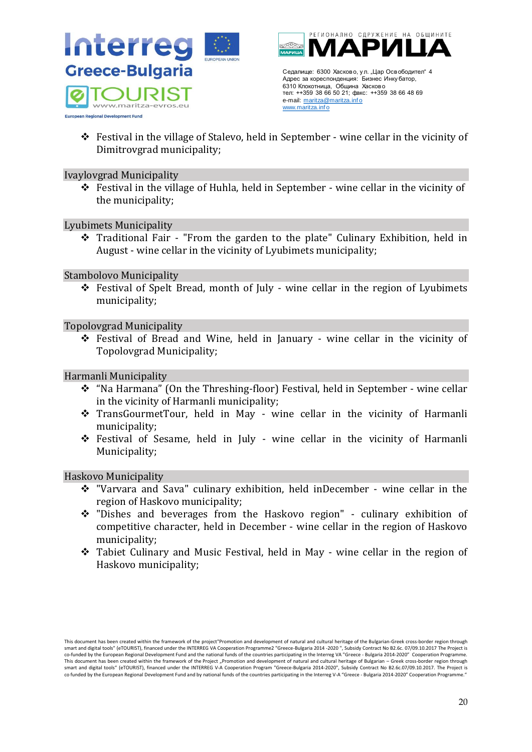- Festival in the village of Stalevo, held in September - wine cellar in the vicinity of Dimitrovgrad municipality;

### Ivaylovgrad Municipality

- Festival in the village of Huhla, held in September - wine cellar in the vicinity of the municipality;

### Lyubimets Municipality

- Traditional Fair - "From the garden to the plate" Culinary Exhibition, held in August - wine cellar in the vicinity of Lyubimets municipality;

### Stambolovo Municipality

- Festival of Spelt Bread, month of July - wine cellar in the region of Lyubimets municipality;

### Topolovgrad Municipality

- Festival of Bread and Wine, held in January - wine cellar in the vicinity of Topolovgrad Municipality;

### Harmanli Municipality

- “Na Harmana” (On the Threshing-floor) Festival, held in September - wine cellar in the vicinity of Harmanli municipality;
- TransGourmetTour, held in May - wine cellar in the vicinity of Harmanli municipality;
- Festival of Sesame, held in July - wine cellar in the vicinity of Harmanli Municipality;

### Haskovo Municipality

- "Varvara and Sava" culinary exhibition, held inDecember - wine cellar in the region of Haskovo municipality;
- "Dishes and beverages from the Haskovo region" - culinary exhibition of competitive character, held in December - wine cellar in the region of Haskovo municipality;
- Tabiet Culinary and Music Festival, held in May - wine cellar in the region of Haskovo municipality;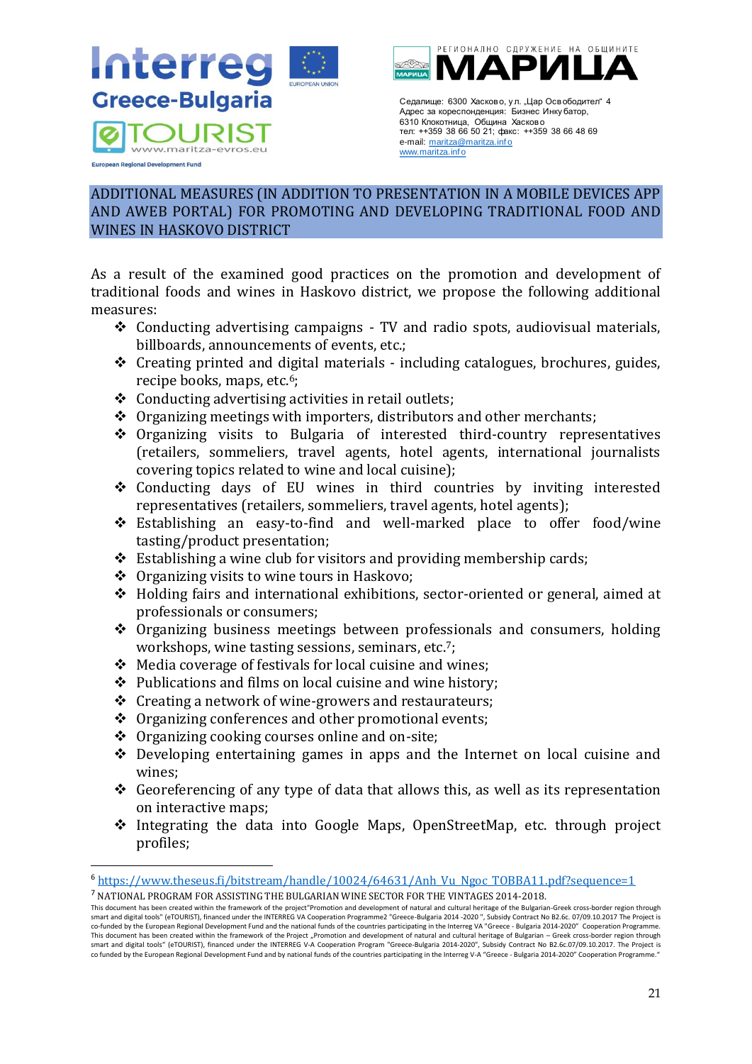## ADDITIONAL MEASURES (IN ADDITION TO PRESENTATION IN A MOBILE DEVICES APP AND AWEB PORTAL) FOR PROMOTING AND DEVELOPING TRADITIONAL FOOD AND WINES IN HASKOVO DISTRICT

As a result of the examined good practices on the promotion and development of traditional foods and wines in Haskovo district, we propose the following additional measures:

- Conducting advertising campaigns - TV and radio spots, audiovisual materials, billboards, announcements of events, etc.;
- Creating printed and digital materials - including catalogues, brochures, guides, recipe books, maps, etc.[6];
- Conducting advertising activities in retail outlets;
- Organizing meetings with importers, distributors and other merchants;
- Organizing visits to Bulgaria of interested third-country representatives (retailers, sommeliers, travel agents, hotel agents, international journalists covering topics related to wine and local cuisine);
- Conducting days of EU wines in third countries by inviting interested representatives (retailers, sommeliers, travel agents, hotel agents);
- Establishing an easy-to-find and well-marked place to offer food/wine tasting/product presentation;
- Establishing a wine club for visitors and providing membership cards;
- Organizing visits to wine tours in Haskovo;
- Holding fairs and international exhibitions, sector-oriented or general, aimed at professionals or consumers;
- Organizing business meetings between professionals and consumers, holding workshops, wine tasting sessions, seminars, etc.[7];
- Media coverage of festivals for local cuisine and wines;
- Publications and films on local cuisine and wine history;
- Creating a network of wine-growers and restaurateurs;
- Organizing conferences and other promotional events;
- Organizing cooking courses online and on-site;
- Developing entertaining games in apps and the Internet on local cuisine and wines;
- Georeferencing of any type of data that allows this, as well as its representation on interactive maps;
- Integrating the data into Google Maps, OpenStreetMap, etc. through project profiles;

---

[6] https://www.theseus.fi/bitstream/handle/10024/64631/Anh_Vu_Ngoc_TOBBA11.pdf?sequence=1

[7] NATIONAL PROGRAM FOR ASSISTING THE BULGARIAN WINE SECTOR FOR THE VINTAGES 2014-2018.

This document has been created within the framework of the project"Promotion and development of natural and cultural heritage of the Bulgarian-Greek cross-border region through smart and digital tools" (eTOURIST), financed under the INTERREG VA Cooperation Programme2 "Greece-Bulgaria 2014 -2020 ", Subsidy Contract No B2.6c. 07/09.10.2017 The Project is co-funded by the European Regional Development Fund and the national funds of the countries participating in the Interreg VA "Greece - Bulgaria 2014-2020" Cooperation Programme.
This document has been created within the framework of the Project „Promotion and development of natural and cultural heritage of Bulgarian – Greek cross-border region through smart and digital tools" (eTOURIST), financed under the INTERREG V-A Cooperation Program "Greece-Bulgaria 2014-2020", Subsidy Contract No B2.6c.07/09.10.2017. The Project is co funded by the European Regional Development Fund and by national funds of the countries participating in the Interreg V-A "Greece - Bulgaria 2014-2020" Cooperation Programme."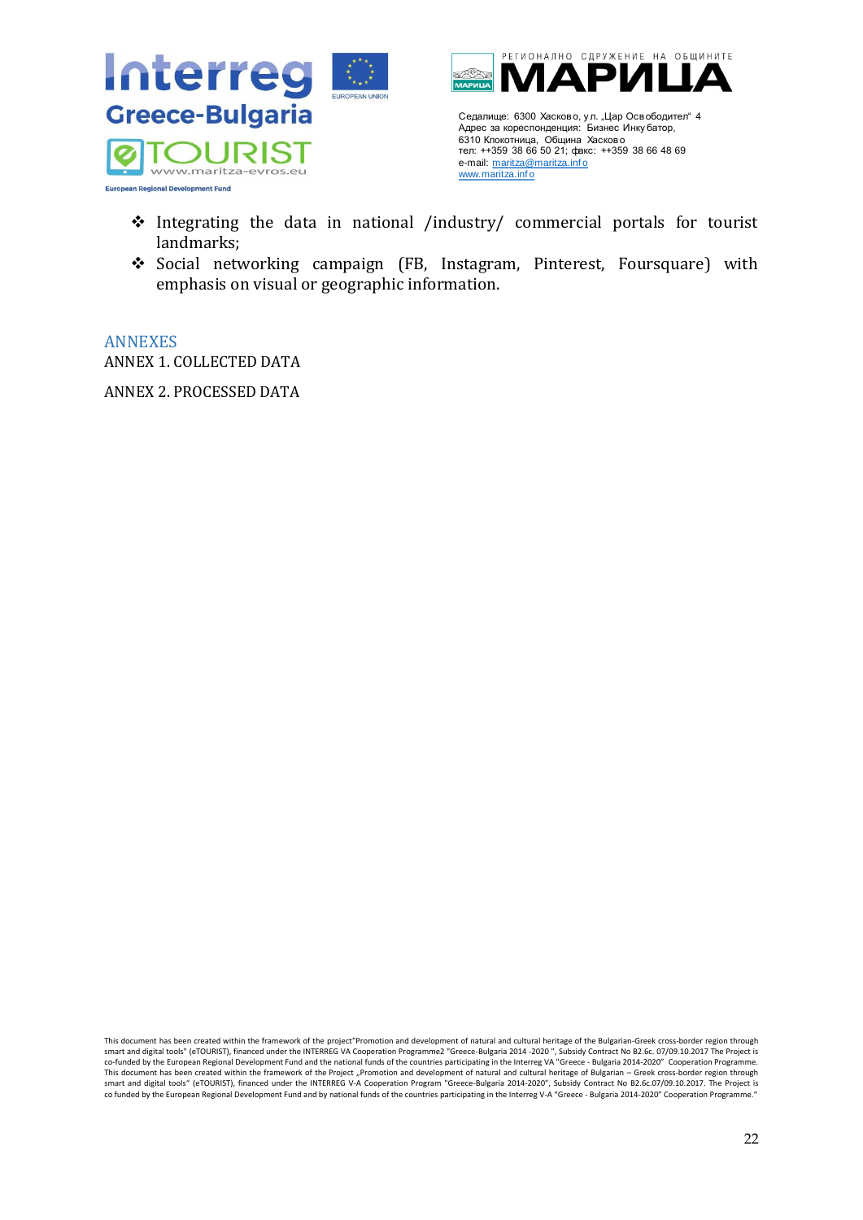- Integrating the data in national /industry/ commercial portals for tourist landmarks;
- Social networking campaign (FB, Instagram, Pinterest, Foursquare) with emphasis on visual or geographic information.

## ANNEXES

ANNEX 1. COLLECTED DATA

ANNEX 2. PROCESSED DATA